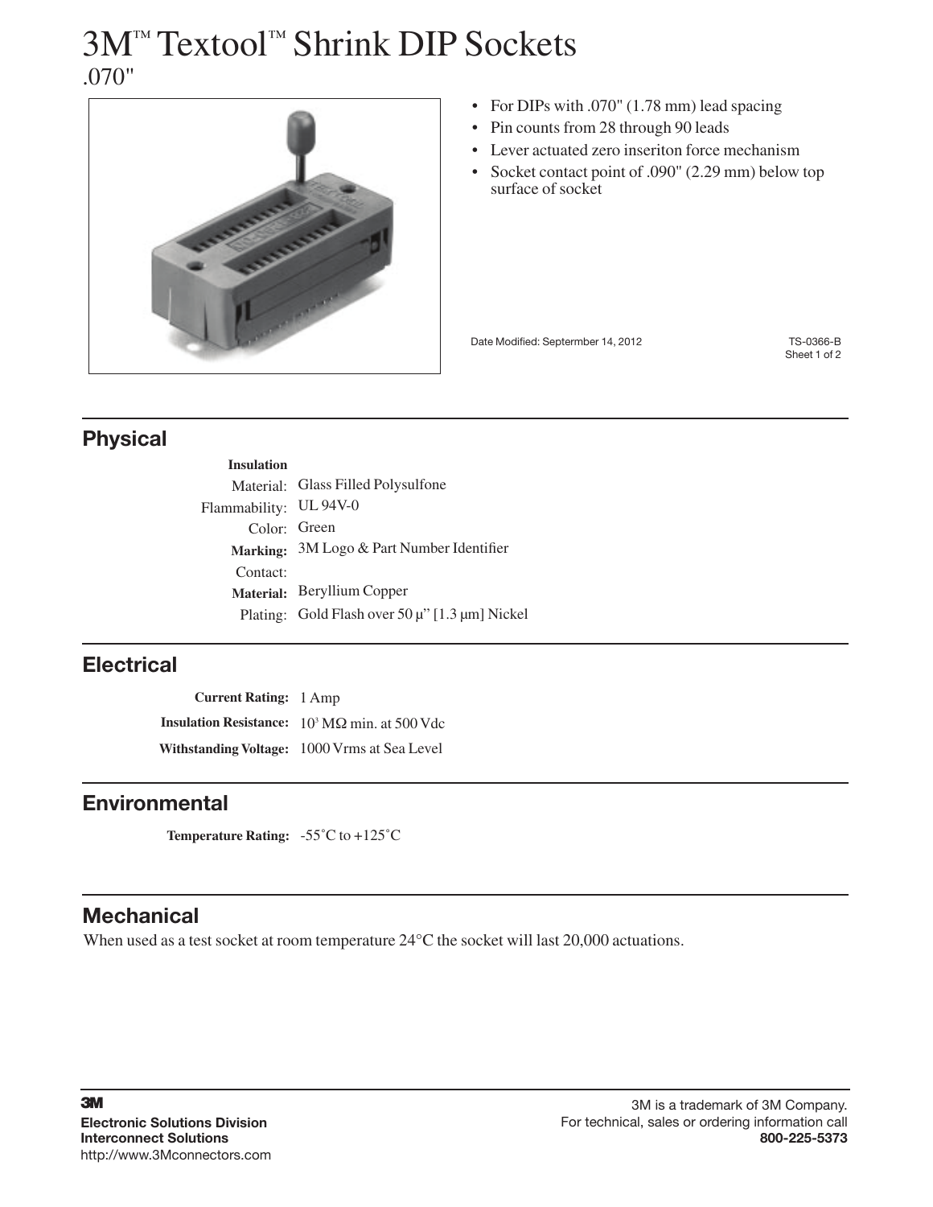# 3M™ Textool™ Shrink DIP Sockets

.070"

- For DIPs with .070" (1.78 mm) lead spacing
- Pin counts from 28 through 90 leads
- Lever actuated zero inseriton force mechanism
- Socket contact point of .090" (2.29 mm) below top surface of socket

Date Modified: Septermber 14, 2012

TS-0366-B

## Physical

**Insulation**

Material: Glass Filled Polysulfone

Flammability: UL 94V-0

Color: Green

**Marking:** 3M Logo & Part Number Identifier

Contact:

**Material:** Beryllium Copper

Plating: Gold Flash over 50 µ" [1.3 µm] Nickel

## Electrical

**Current Rating:** 1 Amp

**Insulation Resistance:** $10^3$ MΩ min. at 500 Vdc

**Withstanding Voltage:** 1000 Vrms at Sea Level

## Environmental

**Temperature Rating:** -55˚C to +125˚C

## Mechanical

When used as a test socket at room temperature 24°C the socket will last 20,000 actuations.

**3M**

**Electronic Solutions Division**

**Interconnect Solutions**

http://www.3Mconnectors.com

3M is a trademark of 3M Company.

For technical, sales or ordering information call **800-225-5373**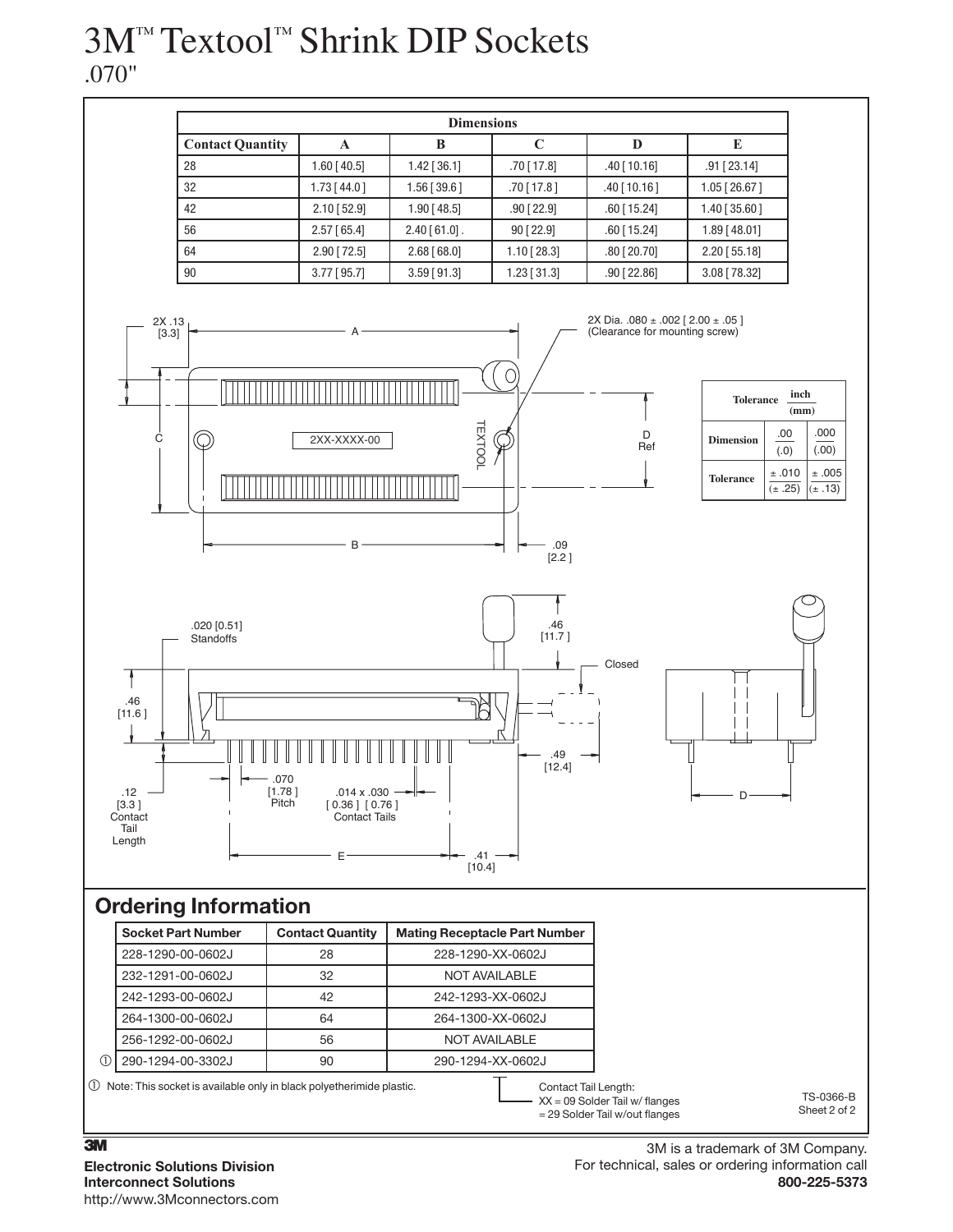# 3M™ Textool™ Shrink DIP Sockets
.070"

| Dimensions | | | | | |
|---|---|---|---|---|---|
| **Contact Quantity** | **A** | **B** | **C** | **D** | **E** |
| 28 | 1.60 [ 40.5] | 1.42 [ 36.1] | .70 [ 17.8] | .40 [ 10.16] | .91 [ 23.14] |
| 32 | 1.73 [ 44.0 ] | 1.56 [ 39.6 ] | .70 [ 17.8 ] | .40 [ 10.16 ] | 1.05 [ 26.67 ] |
| 42 | 2.10 [ 52.9] | 1.90 [ 48.5] | .90 [ 22.9] | .60 [ 15.24] | 1.40 [ 35.60 ] |
| 56 | 2.57 [ 65.4] | 2.40 [ 61.0] . | 90 [ 22.9] | .60 [ 15.24] | 1.89 [ 48.01] |
| 64 | 2.90 [ 72.5] | 2.68 [ 68.0] | 1.10 [ 28.3] | .80 [ 20.70] | 2.20 [ 55.18] |
| 90 | 3.77 [ 95.7] | 3.59 [ 91.3] | 1.23 [ 31.3] | .90 [ 22.86] | 3.08 [ 78.32] |

2X .13 [3.3]

A

2X Dia. .080 ± .002 [ 2.00 ± .05 ] (Clearance for mounting screw)

C

2XX-XXXX-00

TEXTOOL

D Ref

B

.09 [2.2 ]

| Tolerance | inch (mm) | |
|---|---|---|
| Dimension | .00 (.0) | .000 (.00) |
| Tolerance | ± .010 (± .25) | ± .005 (± .13) |

.020 [0.51] Standoffs

.46 [11.7 ]

Closed

.46 [11.6 ]

.49 [12.4]

.070 [1.78 ] Pitch

.014 x .030 [ 0.36 ] [ 0.76 ] Contact Tails

.12 [3.3 ] Contact Tail Length

E

.41 [10.4]

D

## Ordering Information

| | Socket Part Number | Contact Quantity | Mating Receptacle Part Number |
|---|---|---|---|
| | 228-1290-00-0602J | 28 | 228-1290-XX-0602J |
| | 232-1291-00-0602J | 32 | NOT AVAILABLE |
| | 242-1293-00-0602J | 42 | 242-1293-XX-0602J |
| | 264-1300-00-0602J | 64 | 264-1300-XX-0602J |
| | 256-1292-00-0602J | 56 | NOT AVAILABLE |
| ① | 290-1294-00-3302J | 90 | 290-1294-XX-0602J |

① Note: This socket is available only in black polyetherimide plastic.

Contact Tail Length:
XX = 09 Solder Tail w/ flanges
= 29 Solder Tail w/out flanges

TS-0366-B
Sheet 2 of 2

**3M**

**Electronic Solutions Division**
**Interconnect Solutions**
http://www.3Mconnectors.com

3M is a trademark of 3M Company.
For technical, sales or ordering information call
**800-225-5373**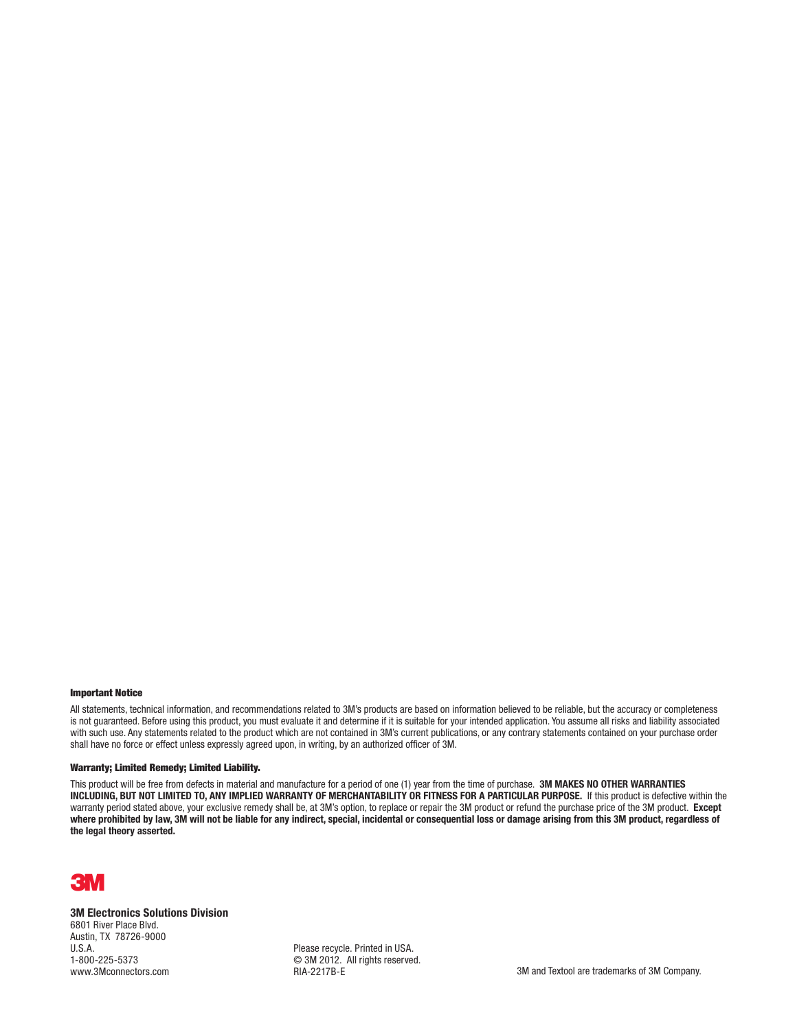**Important Notice**

All statements, technical information, and recommendations related to 3M's products are based on information believed to be reliable, but the accuracy or completeness is not guaranteed. Before using this product, you must evaluate it and determine if it is suitable for your intended application. You assume all risks and liability associated with such use. Any statements related to the product which are not contained in 3M's current publications, or any contrary statements contained on your purchase order shall have no force or effect unless expressly agreed upon, in writing, by an authorized officer of 3M.

**Warranty; Limited Remedy; Limited Liability.**

This product will be free from defects in material and manufacture for a period of one (1) year from the time of purchase. **3M MAKES NO OTHER WARRANTIES INCLUDING, BUT NOT LIMITED TO, ANY IMPLIED WARRANTY OF MERCHANTABILITY OR FITNESS FOR A PARTICULAR PURPOSE.** If this product is defective within the warranty period stated above, your exclusive remedy shall be, at 3M's option, to replace or repair the 3M product or refund the purchase price of the 3M product. **Except where prohibited by law, 3M will not be liable for any indirect, special, incidental or consequential loss or damage arising from this 3M product, regardless of the legal theory asserted.**

**3M**

**3M Electronics Solutions Division**
6801 River Place Blvd.
Austin, TX 78726-9000
U.S.A.
1-800-225-5373
www.3Mconnectors.com

Please recycle. Printed in USA.
© 3M 2012. All rights reserved.
RIA-2217B-E

3M and Textool are trademarks of 3M Company.